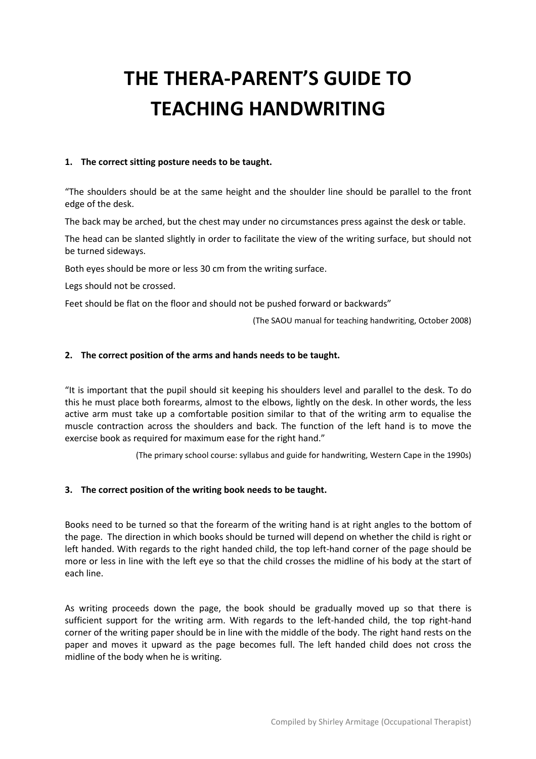# THE THERA-PARENT'S GUIDE TO TEACHING HANDWRITING

**1. The correct sitting posture needs to be taught.**

"The shoulders should be at the same height and the shoulder line should be parallel to the front edge of the desk.

The back may be arched, but the chest may under no circumstances press against the desk or table.

The head can be slanted slightly in order to facilitate the view of the writing surface, but should not be turned sideways.

Both eyes should be more or less 30 cm from the writing surface.

Legs should not be crossed.

Feet should be flat on the floor and should not be pushed forward or backwards"

(The SAOU manual for teaching handwriting, October 2008)

**2. The correct position of the arms and hands needs to be taught.**

"It is important that the pupil should sit keeping his shoulders level and parallel to the desk. To do this he must place both forearms, almost to the elbows, lightly on the desk. In other words, the less active arm must take up a comfortable position similar to that of the writing arm to equalise the muscle contraction across the shoulders and back. The function of the left hand is to move the exercise book as required for maximum ease for the right hand."

(The primary school course: syllabus and guide for handwriting, Western Cape in the 1990s)

**3. The correct position of the writing book needs to be taught.**

Books need to be turned so that the forearm of the writing hand is at right angles to the bottom of the page. The direction in which books should be turned will depend on whether the child is right or left handed. With regards to the right handed child, the top left-hand corner of the page should be more or less in line with the left eye so that the child crosses the midline of his body at the start of each line.

As writing proceeds down the page, the book should be gradually moved up so that there is sufficient support for the writing arm. With regards to the left-handed child, the top right-hand corner of the writing paper should be in line with the middle of the body. The right hand rests on the paper and moves it upward as the page becomes full. The left handed child does not cross the midline of the body when he is writing.

Compiled by Shirley Armitage (Occupational Therapist)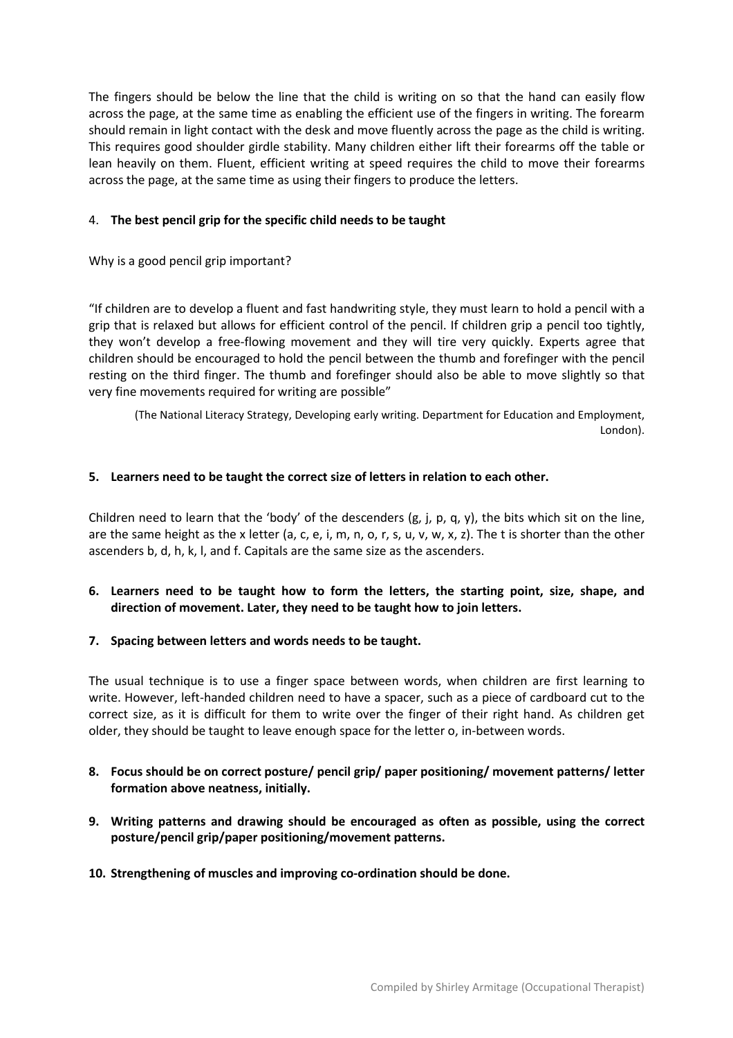The fingers should be below the line that the child is writing on so that the hand can easily flow across the page, at the same time as enabling the efficient use of the fingers in writing. The forearm should remain in light contact with the desk and move fluently across the page as the child is writing. This requires good shoulder girdle stability. Many children either lift their forearms off the table or lean heavily on them. Fluent, efficient writing at speed requires the child to move their forearms across the page, at the same time as using their fingers to produce the letters.

4. **The best pencil grip for the specific child needs to be taught**

Why is a good pencil grip important?

"If children are to develop a fluent and fast handwriting style, they must learn to hold a pencil with a grip that is relaxed but allows for efficient control of the pencil. If children grip a pencil too tightly, they won't develop a free-flowing movement and they will tire very quickly. Experts agree that children should be encouraged to hold the pencil between the thumb and forefinger with the pencil resting on the third finger. The thumb and forefinger should also be able to move slightly so that very fine movements required for writing are possible"

(The National Literacy Strategy, Developing early writing. Department for Education and Employment, London).

5. **Learners need to be taught the correct size of letters in relation to each other.**

Children need to learn that the 'body' of the descenders (g, j, p, q, y), the bits which sit on the line, are the same height as the x letter (a, c, e, i, m, n, o, r, s, u, v, w, x, z). The t is shorter than the other ascenders b, d, h, k, l, and f. Capitals are the same size as the ascenders.

6. **Learners need to be taught how to form the letters, the starting point, size, shape, and direction of movement. Later, they need to be taught how to join letters.**

7. **Spacing between letters and words needs to be taught.**

The usual technique is to use a finger space between words, when children are first learning to write. However, left-handed children need to have a spacer, such as a piece of cardboard cut to the correct size, as it is difficult for them to write over the finger of their right hand. As children get older, they should be taught to leave enough space for the letter o, in-between words.

8. **Focus should be on correct posture/ pencil grip/ paper positioning/ movement patterns/ letter formation above neatness, initially.**

9. **Writing patterns and drawing should be encouraged as often as possible, using the correct posture/pencil grip/paper positioning/movement patterns.**

10. **Strengthening of muscles and improving co-ordination should be done.**

Compiled by Shirley Armitage (Occupational Therapist)